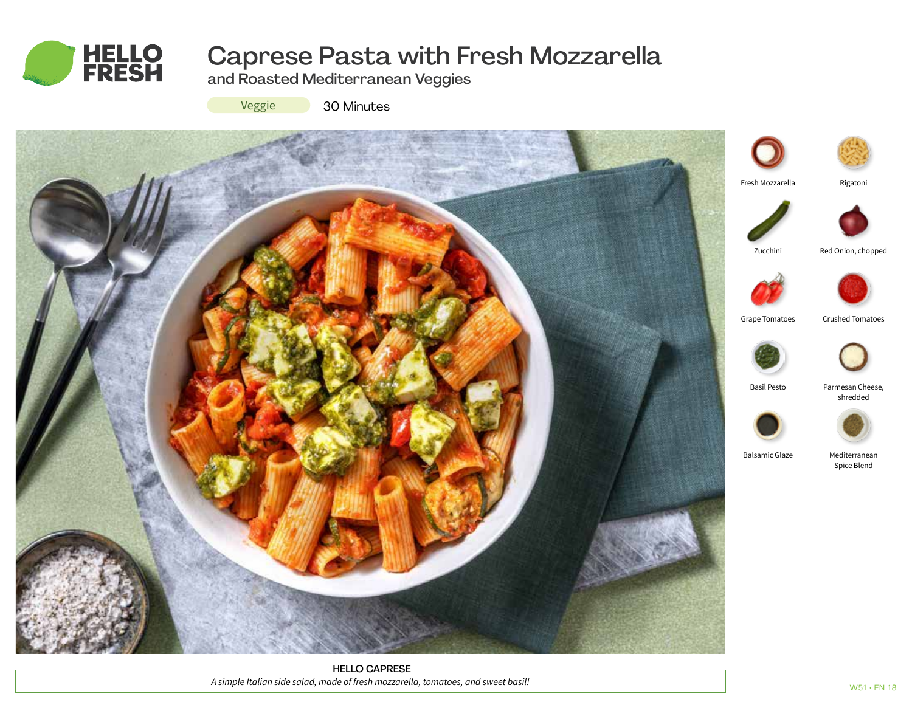# Caprese Pasta with Fresh Mozzarella

## and Roasted Mediterranean Veggies

Veggie

30 Minutes

- Fresh Mozzarella
- Rigatoni
- Zucchini
- Red Onion, chopped
- Grape Tomatoes
- Crushed Tomatoes
- Basil Pesto
- Parmesan Cheese, shredded
- Balsamic Glaze
- Mediterranean Spice Blend

**HELLO CAPRESE**

*A simple Italian side salad, made of fresh mozzarella, tomatoes, and sweet basil!*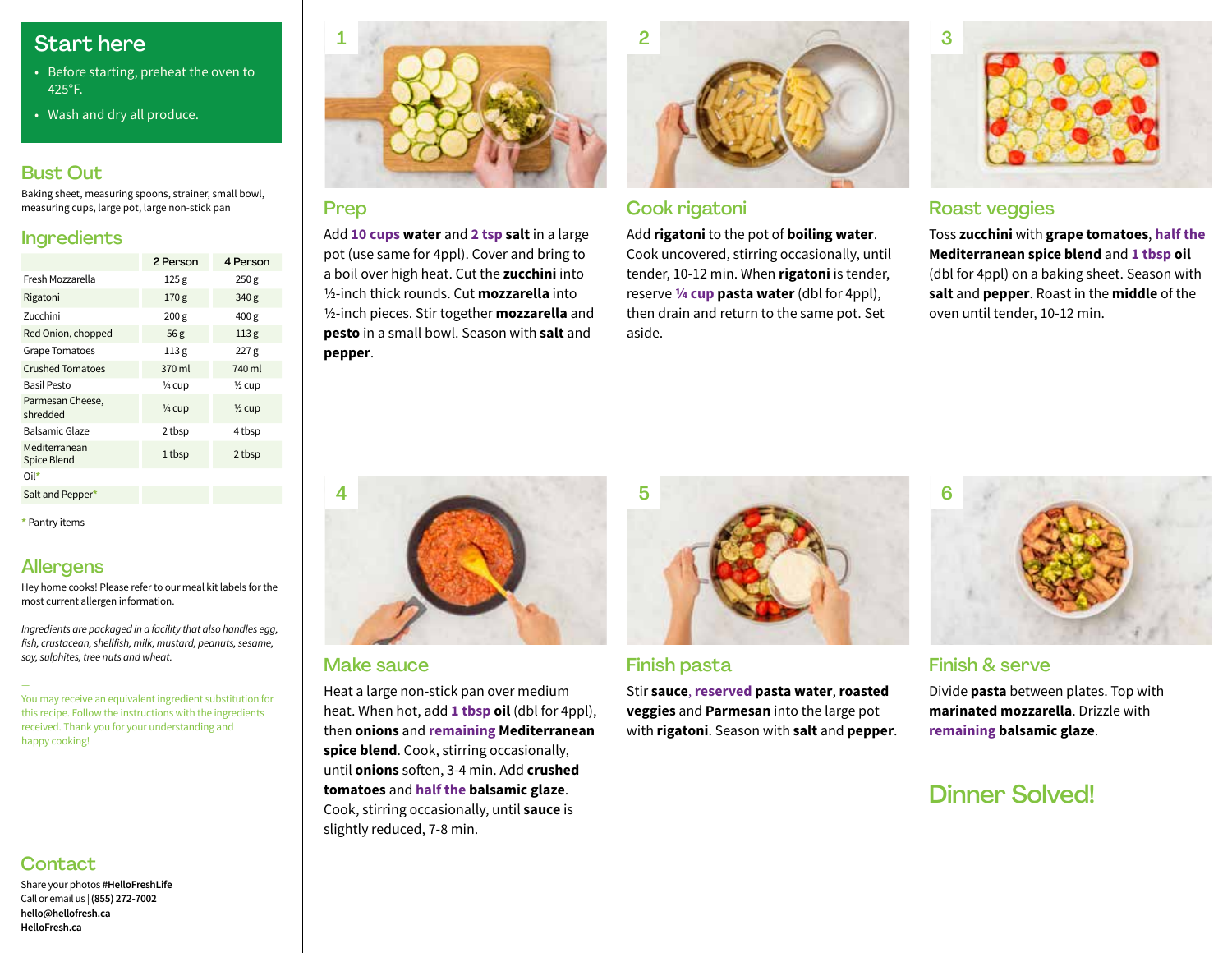## Start here

- Before starting, preheat the oven to 425°F.
- Wash and dry all produce.

## Bust Out

Baking sheet, measuring spoons, strainer, small bowl, measuring cups, large pot, large non-stick pan

## Ingredients

| | 2 Person | 4 Person |
|---|---|---|
| Fresh Mozzarella | 125 g | 250 g |
| Rigatoni | 170 g | 340 g |
| Zucchini | 200 g | 400 g |
| Red Onion, chopped | 56 g | 113 g |
| Grape Tomatoes | 113 g | 227 g |
| Crushed Tomatoes | 370 ml | 740 ml |
| Basil Pesto | ¼ cup | ½ cup |
| Parmesan Cheese, shredded | ¼ cup | ½ cup |
| Balsamic Glaze | 2 tbsp | 4 tbsp |
| Mediterranean Spice Blend | 1 tbsp | 2 tbsp |
| Oil* | | |
| Salt and Pepper* | | |

\* Pantry items

## Allergens

Hey home cooks! Please refer to our meal kit labels for the most current allergen information.

*Ingredients are packaged in a facility that also handles egg, fish, crustacean, shellfish, milk, mustard, peanuts, sesame, soy, sulphites, tree nuts and wheat.*

—

You may receive an equivalent ingredient substitution for this recipe. Follow the instructions with the ingredients received. Thank you for your understanding and happy cooking!

## Contact

Share your photos **#HelloFreshLife**
Call or email us | **(855) 272-7002**
**hello@hellofresh.ca**
**HelloFresh.ca**

### 1 Prep

Add **10 cups water** and **2 tsp salt** in a large pot (use same for 4ppl). Cover and bring to a boil over high heat. Cut the **zucchini** into ½-inch thick rounds. Cut **mozzarella** into ½-inch pieces. Stir together **mozzarella** and **pesto** in a small bowl. Season with **salt** and **pepper**.

### 2 Cook rigatoni

Add **rigatoni** to the pot of **boiling water**. Cook uncovered, stirring occasionally, until tender, 10-12 min. When **rigatoni** is tender, reserve **¼ cup pasta water** (dbl for 4ppl), then drain and return to the same pot. Set aside.

### 3 Roast veggies

Toss **zucchini** with **grape tomatoes**, **half the Mediterranean spice blend** and **1 tbsp oil** (dbl for 4ppl) on a baking sheet. Season with **salt** and **pepper**. Roast in the **middle** of the oven until tender, 10-12 min.

### 4 Make sauce

Heat a large non-stick pan over medium heat. When hot, add **1 tbsp oil** (dbl for 4ppl), then **onions** and **remaining Mediterranean spice blend**. Cook, stirring occasionally, until **onions** soften, 3-4 min. Add **crushed tomatoes** and **half the balsamic glaze**. Cook, stirring occasionally, until **sauce** is slightly reduced, 7-8 min.

### 5 Finish pasta

Stir **sauce**, **reserved pasta water**, **roasted veggies** and **Parmesan** into the large pot with **rigatoni**. Season with **salt** and **pepper**.

### 6 Finish & serve

Divide **pasta** between plates. Top with **marinated mozzarella**. Drizzle with **remaining balsamic glaze**.

## Dinner Solved!